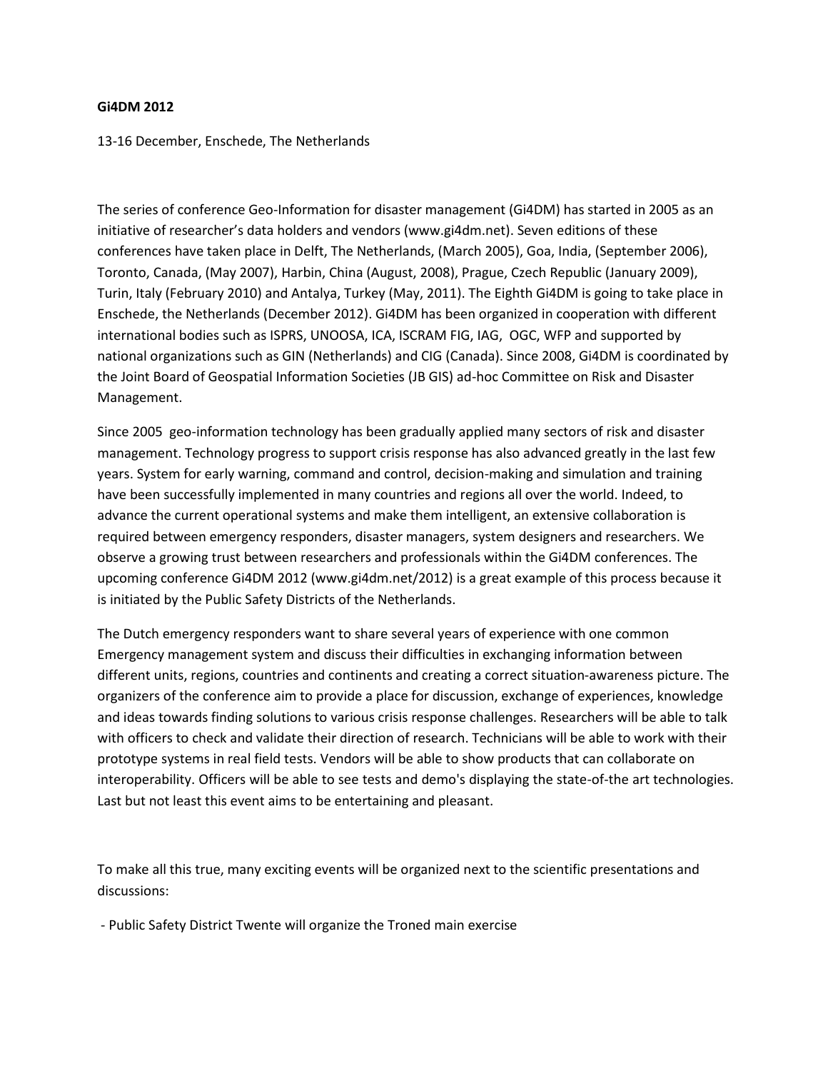**Gi4DM 2012**

13-16 December, Enschede, The Netherlands

The series of conference Geo-Information for disaster management (Gi4DM) has started in 2005 as an initiative of researcher's data holders and vendors (www.gi4dm.net). Seven editions of these conferences have taken place in Delft, The Netherlands, (March 2005), Goa, India, (September 2006), Toronto, Canada, (May 2007), Harbin, China (August, 2008), Prague, Czech Republic (January 2009), Turin, Italy (February 2010) and Antalya, Turkey (May, 2011). The Eighth Gi4DM is going to take place in Enschede, the Netherlands (December 2012). Gi4DM has been organized in cooperation with different international bodies such as ISPRS, UNOOSA, ICA, ISCRAM FIG, IAG, OGC, WFP and supported by national organizations such as GIN (Netherlands) and CIG (Canada). Since 2008, Gi4DM is coordinated by the Joint Board of Geospatial Information Societies (JB GIS) ad-hoc Committee on Risk and Disaster Management.

Since 2005 geo-information technology has been gradually applied many sectors of risk and disaster management. Technology progress to support crisis response has also advanced greatly in the last few years. System for early warning, command and control, decision-making and simulation and training have been successfully implemented in many countries and regions all over the world. Indeed, to advance the current operational systems and make them intelligent, an extensive collaboration is required between emergency responders, disaster managers, system designers and researchers. We observe a growing trust between researchers and professionals within the Gi4DM conferences. The upcoming conference Gi4DM 2012 (www.gi4dm.net/2012) is a great example of this process because it is initiated by the Public Safety Districts of the Netherlands.

The Dutch emergency responders want to share several years of experience with one common Emergency management system and discuss their difficulties in exchanging information between different units, regions, countries and continents and creating a correct situation-awareness picture. The organizers of the conference aim to provide a place for discussion, exchange of experiences, knowledge and ideas towards finding solutions to various crisis response challenges. Researchers will be able to talk with officers to check and validate their direction of research. Technicians will be able to work with their prototype systems in real field tests. Vendors will be able to show products that can collaborate on interoperability. Officers will be able to see tests and demo's displaying the state-of-the art technologies. Last but not least this event aims to be entertaining and pleasant.

To make all this true, many exciting events will be organized next to the scientific presentations and discussions:

- Public Safety District Twente will organize the Troned main exercise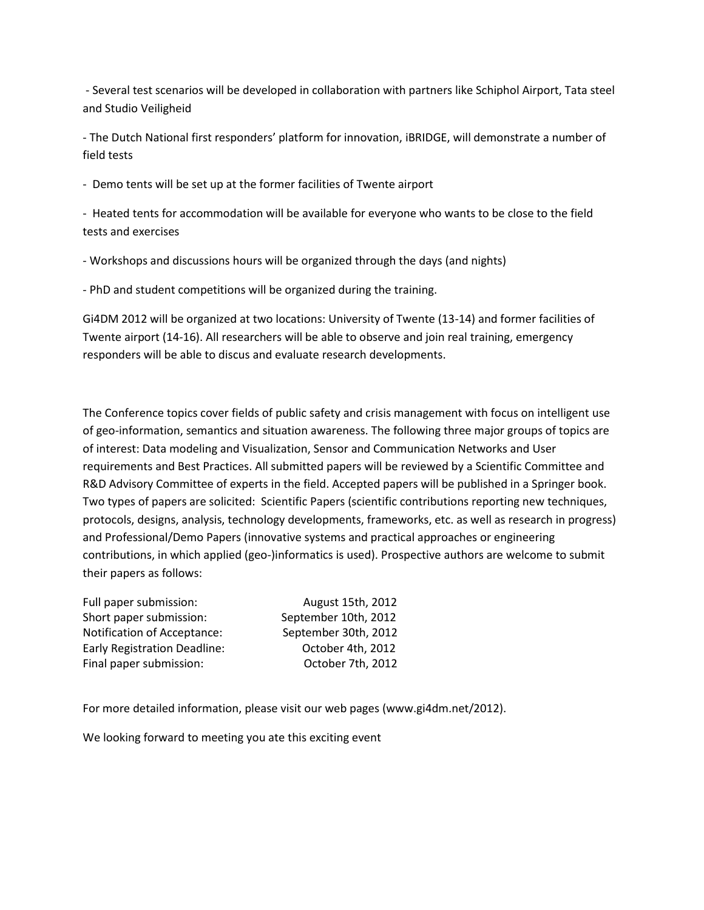- Several test scenarios will be developed in collaboration with partners like Schiphol Airport, Tata steel and Studio Veiligheid

- The Dutch National first responders' platform for innovation, iBRIDGE, will demonstrate a number of field tests

- Demo tents will be set up at the former facilities of Twente airport

- Heated tents for accommodation will be available for everyone who wants to be close to the field tests and exercises

- Workshops and discussions hours will be organized through the days (and nights)

- PhD and student competitions will be organized during the training.

Gi4DM 2012 will be organized at two locations: University of Twente (13-14) and former facilities of Twente airport (14-16). All researchers will be able to observe and join real training, emergency responders will be able to discus and evaluate research developments.

The Conference topics cover fields of public safety and crisis management with focus on intelligent use of geo-information, semantics and situation awareness. The following three major groups of topics are of interest: Data modeling and Visualization, Sensor and Communication Networks and User requirements and Best Practices. All submitted papers will be reviewed by a Scientific Committee and R&D Advisory Committee of experts in the field. Accepted papers will be published in a Springer book. Two types of papers are solicited: Scientific Papers (scientific contributions reporting new techniques, protocols, designs, analysis, technology developments, frameworks, etc. as well as research in progress) and Professional/Demo Papers (innovative systems and practical approaches or engineering contributions, in which applied (geo-)informatics is used). Prospective authors are welcome to submit their papers as follows:

| | |
|---|---|
| Full paper submission: | August 15th, 2012 |
| Short paper submission: | September 10th, 2012 |
| Notification of Acceptance: | September 30th, 2012 |
| Early Registration Deadline: | October 4th, 2012 |
| Final paper submission: | October 7th, 2012 |

For more detailed information, please visit our web pages (www.gi4dm.net/2012).

We looking forward to meeting you ate this exciting event